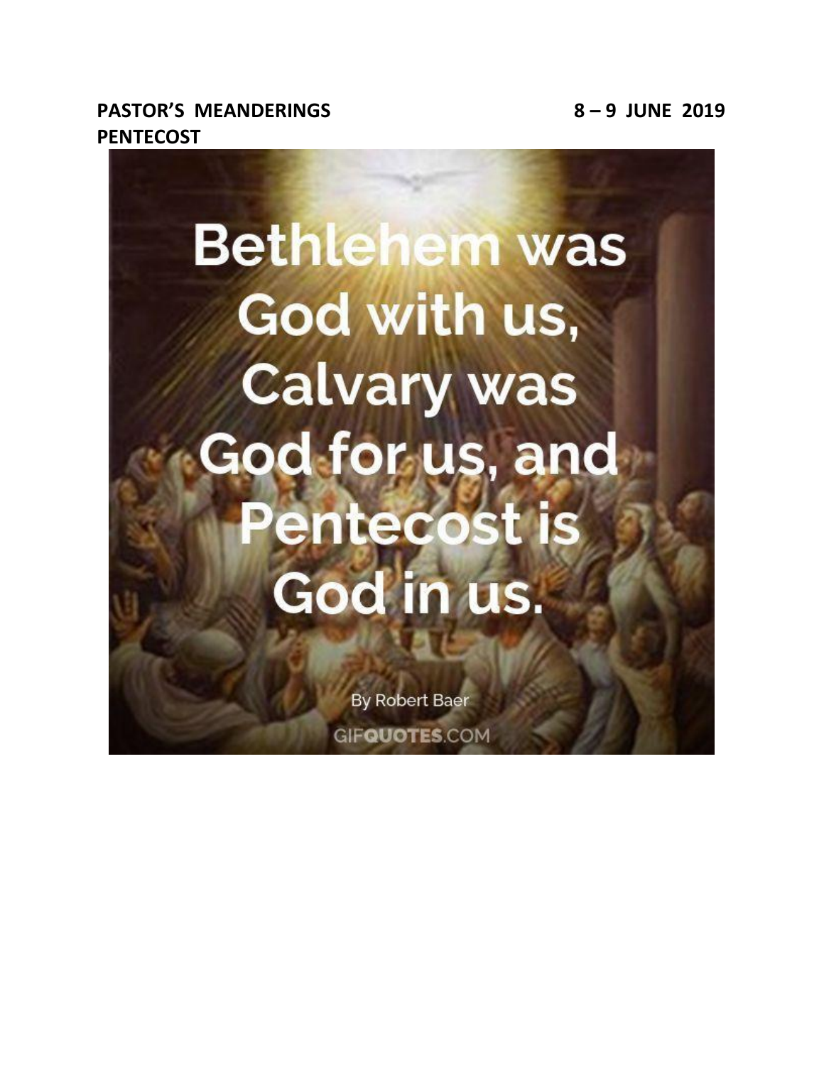**PASTOR'S MEANDERINGS** **8 – 9 JUNE 2019**

**PENTECOST**

Bethlehem was God with us, Calvary was God for us, and Pentecost is God in us.

By Robert Baer

GIFQUOTES.COM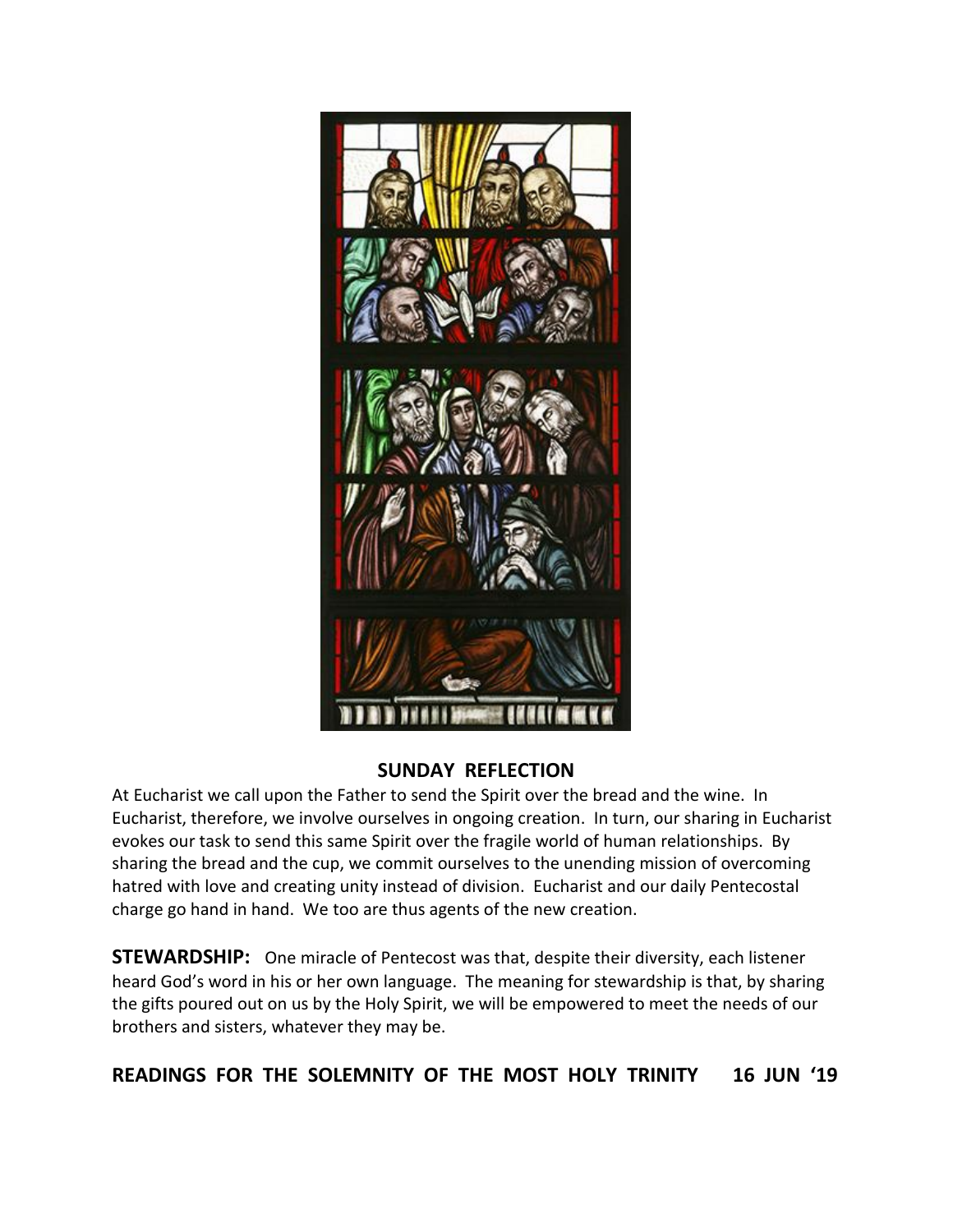## SUNDAY REFLECTION

At Eucharist we call upon the Father to send the Spirit over the bread and the wine. In Eucharist, therefore, we involve ourselves in ongoing creation. In turn, our sharing in Eucharist evokes our task to send this same Spirit over the fragile world of human relationships. By sharing the bread and the cup, we commit ourselves to the unending mission of overcoming hatred with love and creating unity instead of division. Eucharist and our daily Pentecostal charge go hand in hand. We too are thus agents of the new creation.

**STEWARDSHIP:** One miracle of Pentecost was that, despite their diversity, each listener heard God's word in his or her own language. The meaning for stewardship is that, by sharing the gifts poured out on us by the Holy Spirit, we will be empowered to meet the needs of our brothers and sisters, whatever they may be.

**READINGS FOR THE SOLEMNITY OF THE MOST HOLY TRINITY 16 JUN '19**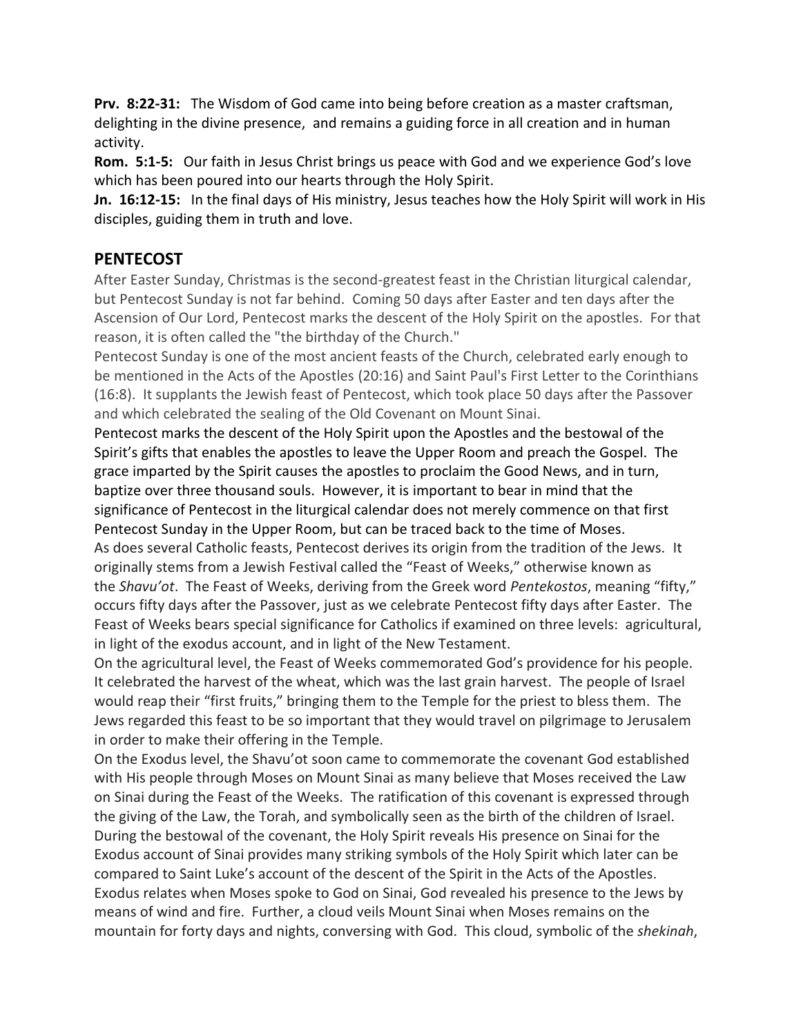**Prv. 8:22-31:** The Wisdom of God came into being before creation as a master craftsman, delighting in the divine presence, and remains a guiding force in all creation and in human activity.

**Rom. 5:1-5:** Our faith in Jesus Christ brings us peace with God and we experience God's love which has been poured into our hearts through the Holy Spirit.

**Jn. 16:12-15:** In the final days of His ministry, Jesus teaches how the Holy Spirit will work in His disciples, guiding them in truth and love.

## PENTECOST

After Easter Sunday, Christmas is the second-greatest feast in the Christian liturgical calendar, but Pentecost Sunday is not far behind. Coming 50 days after Easter and ten days after the Ascension of Our Lord, Pentecost marks the descent of the Holy Spirit on the apostles. For that reason, it is often called the "the birthday of the Church."

Pentecost Sunday is one of the most ancient feasts of the Church, celebrated early enough to be mentioned in the Acts of the Apostles (20:16) and Saint Paul's First Letter to the Corinthians (16:8). It supplants the Jewish feast of Pentecost, which took place 50 days after the Passover and which celebrated the sealing of the Old Covenant on Mount Sinai.

Pentecost marks the descent of the Holy Spirit upon the Apostles and the bestowal of the Spirit's gifts that enables the apostles to leave the Upper Room and preach the Gospel. The grace imparted by the Spirit causes the apostles to proclaim the Good News, and in turn, baptize over three thousand souls. However, it is important to bear in mind that the significance of Pentecost in the liturgical calendar does not merely commence on that first Pentecost Sunday in the Upper Room, but can be traced back to the time of Moses.

As does several Catholic feasts, Pentecost derives its origin from the tradition of the Jews. It originally stems from a Jewish Festival called the "Feast of Weeks," otherwise known as the *Shavu'ot*. The Feast of Weeks, deriving from the Greek word *Pentekostos*, meaning "fifty," occurs fifty days after the Passover, just as we celebrate Pentecost fifty days after Easter. The Feast of Weeks bears special significance for Catholics if examined on three levels: agricultural, in light of the exodus account, and in light of the New Testament.

On the agricultural level, the Feast of Weeks commemorated God's providence for his people. It celebrated the harvest of the wheat, which was the last grain harvest. The people of Israel would reap their "first fruits," bringing them to the Temple for the priest to bless them. The Jews regarded this feast to be so important that they would travel on pilgrimage to Jerusalem in order to make their offering in the Temple.

On the Exodus level, the Shavu'ot soon came to commemorate the covenant God established with His people through Moses on Mount Sinai as many believe that Moses received the Law on Sinai during the Feast of the Weeks. The ratification of this covenant is expressed through the giving of the Law, the Torah, and symbolically seen as the birth of the children of Israel. During the bestowal of the covenant, the Holy Spirit reveals His presence on Sinai for the Exodus account of Sinai provides many striking symbols of the Holy Spirit which later can be compared to Saint Luke's account of the descent of the Spirit in the Acts of the Apostles. Exodus relates when Moses spoke to God on Sinai, God revealed his presence to the Jews by means of wind and fire. Further, a cloud veils Mount Sinai when Moses remains on the mountain for forty days and nights, conversing with God. This cloud, symbolic of the *shekinah*,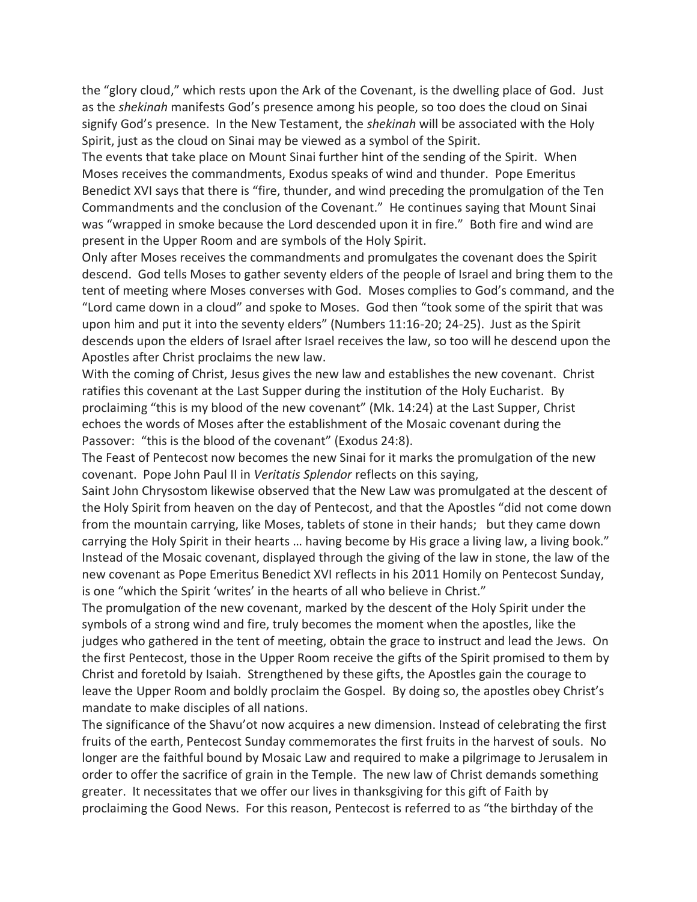the "glory cloud," which rests upon the Ark of the Covenant, is the dwelling place of God. Just as the *shekinah* manifests God's presence among his people, so too does the cloud on Sinai signify God's presence. In the New Testament, the *shekinah* will be associated with the Holy Spirit, just as the cloud on Sinai may be viewed as a symbol of the Spirit.

The events that take place on Mount Sinai further hint of the sending of the Spirit. When Moses receives the commandments, Exodus speaks of wind and thunder. Pope Emeritus Benedict XVI says that there is "fire, thunder, and wind preceding the promulgation of the Ten Commandments and the conclusion of the Covenant." He continues saying that Mount Sinai was "wrapped in smoke because the Lord descended upon it in fire." Both fire and wind are present in the Upper Room and are symbols of the Holy Spirit.

Only after Moses receives the commandments and promulgates the covenant does the Spirit descend. God tells Moses to gather seventy elders of the people of Israel and bring them to the tent of meeting where Moses converses with God. Moses complies to God's command, and the "Lord came down in a cloud" and spoke to Moses. God then "took some of the spirit that was upon him and put it into the seventy elders" (Numbers 11:16-20; 24-25). Just as the Spirit descends upon the elders of Israel after Israel receives the law, so too will he descend upon the Apostles after Christ proclaims the new law.

With the coming of Christ, Jesus gives the new law and establishes the new covenant. Christ ratifies this covenant at the Last Supper during the institution of the Holy Eucharist. By proclaiming "this is my blood of the new covenant" (Mk. 14:24) at the Last Supper, Christ echoes the words of Moses after the establishment of the Mosaic covenant during the Passover: "this is the blood of the covenant" (Exodus 24:8).

The Feast of Pentecost now becomes the new Sinai for it marks the promulgation of the new covenant. Pope John Paul II in *Veritatis Splendor* reflects on this saying,

Saint John Chrysostom likewise observed that the New Law was promulgated at the descent of the Holy Spirit from heaven on the day of Pentecost, and that the Apostles "did not come down from the mountain carrying, like Moses, tablets of stone in their hands; but they came down carrying the Holy Spirit in their hearts … having become by His grace a living law, a living book."

Instead of the Mosaic covenant, displayed through the giving of the law in stone, the law of the new covenant as Pope Emeritus Benedict XVI reflects in his 2011 Homily on Pentecost Sunday, is one "which the Spirit 'writes' in the hearts of all who believe in Christ."

The promulgation of the new covenant, marked by the descent of the Holy Spirit under the symbols of a strong wind and fire, truly becomes the moment when the apostles, like the judges who gathered in the tent of meeting, obtain the grace to instruct and lead the Jews. On the first Pentecost, those in the Upper Room receive the gifts of the Spirit promised to them by Christ and foretold by Isaiah. Strengthened by these gifts, the Apostles gain the courage to leave the Upper Room and boldly proclaim the Gospel. By doing so, the apostles obey Christ's mandate to make disciples of all nations.

The significance of the Shavu'ot now acquires a new dimension. Instead of celebrating the first fruits of the earth, Pentecost Sunday commemorates the first fruits in the harvest of souls. No longer are the faithful bound by Mosaic Law and required to make a pilgrimage to Jerusalem in order to offer the sacrifice of grain in the Temple. The new law of Christ demands something greater. It necessitates that we offer our lives in thanksgiving for this gift of Faith by proclaiming the Good News. For this reason, Pentecost is referred to as "the birthday of the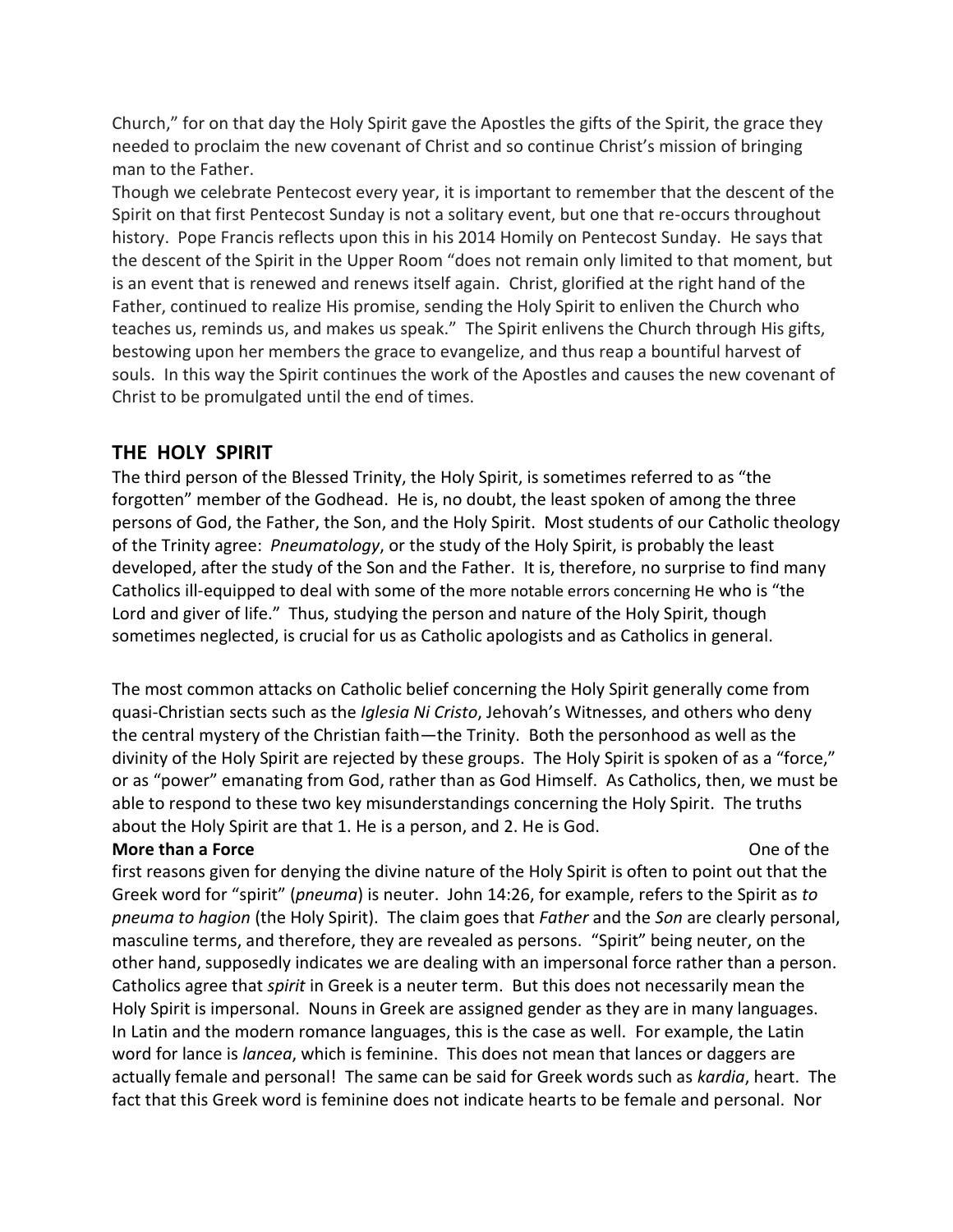Church," for on that day the Holy Spirit gave the Apostles the gifts of the Spirit, the grace they needed to proclaim the new covenant of Christ and so continue Christ's mission of bringing man to the Father.

Though we celebrate Pentecost every year, it is important to remember that the descent of the Spirit on that first Pentecost Sunday is not a solitary event, but one that re-occurs throughout history. Pope Francis reflects upon this in his 2014 Homily on Pentecost Sunday. He says that the descent of the Spirit in the Upper Room "does not remain only limited to that moment, but is an event that is renewed and renews itself again. Christ, glorified at the right hand of the Father, continued to realize His promise, sending the Holy Spirit to enliven the Church who teaches us, reminds us, and makes us speak." The Spirit enlivens the Church through His gifts, bestowing upon her members the grace to evangelize, and thus reap a bountiful harvest of souls. In this way the Spirit continues the work of the Apostles and causes the new covenant of Christ to be promulgated until the end of times.

## THE HOLY SPIRIT

The third person of the Blessed Trinity, the Holy Spirit, is sometimes referred to as "the forgotten" member of the Godhead. He is, no doubt, the least spoken of among the three persons of God, the Father, the Son, and the Holy Spirit. Most students of our Catholic theology of the Trinity agree: *Pneumatology*, or the study of the Holy Spirit, is probably the least developed, after the study of the Son and the Father. It is, therefore, no surprise to find many Catholics ill-equipped to deal with some of the more notable errors concerning He who is "the Lord and giver of life." Thus, studying the person and nature of the Holy Spirit, though sometimes neglected, is crucial for us as Catholic apologists and as Catholics in general.

The most common attacks on Catholic belief concerning the Holy Spirit generally come from quasi-Christian sects such as the *Iglesia Ni Cristo*, Jehovah's Witnesses, and others who deny the central mystery of the Christian faith—the Trinity. Both the personhood as well as the divinity of the Holy Spirit are rejected by these groups. The Holy Spirit is spoken of as a "force," or as "power" emanating from God, rather than as God Himself. As Catholics, then, we must be able to respond to these two key misunderstandings concerning the Holy Spirit. The truths about the Holy Spirit are that 1. He is a person, and 2. He is God.

**More than a Force**

One of the first reasons given for denying the divine nature of the Holy Spirit is often to point out that the Greek word for "spirit" (*pneuma*) is neuter. John 14:26, for example, refers to the Spirit as *to pneuma to hagion* (the Holy Spirit). The claim goes that *Father* and the *Son* are clearly personal, masculine terms, and therefore, they are revealed as persons. "Spirit" being neuter, on the other hand, supposedly indicates we are dealing with an impersonal force rather than a person. Catholics agree that *spirit* in Greek is a neuter term. But this does not necessarily mean the Holy Spirit is impersonal. Nouns in Greek are assigned gender as they are in many languages. In Latin and the modern romance languages, this is the case as well. For example, the Latin word for lance is *lancea*, which is feminine. This does not mean that lances or daggers are actually female and personal! The same can be said for Greek words such as *kardia*, heart. The fact that this Greek word is feminine does not indicate hearts to be female and personal. Nor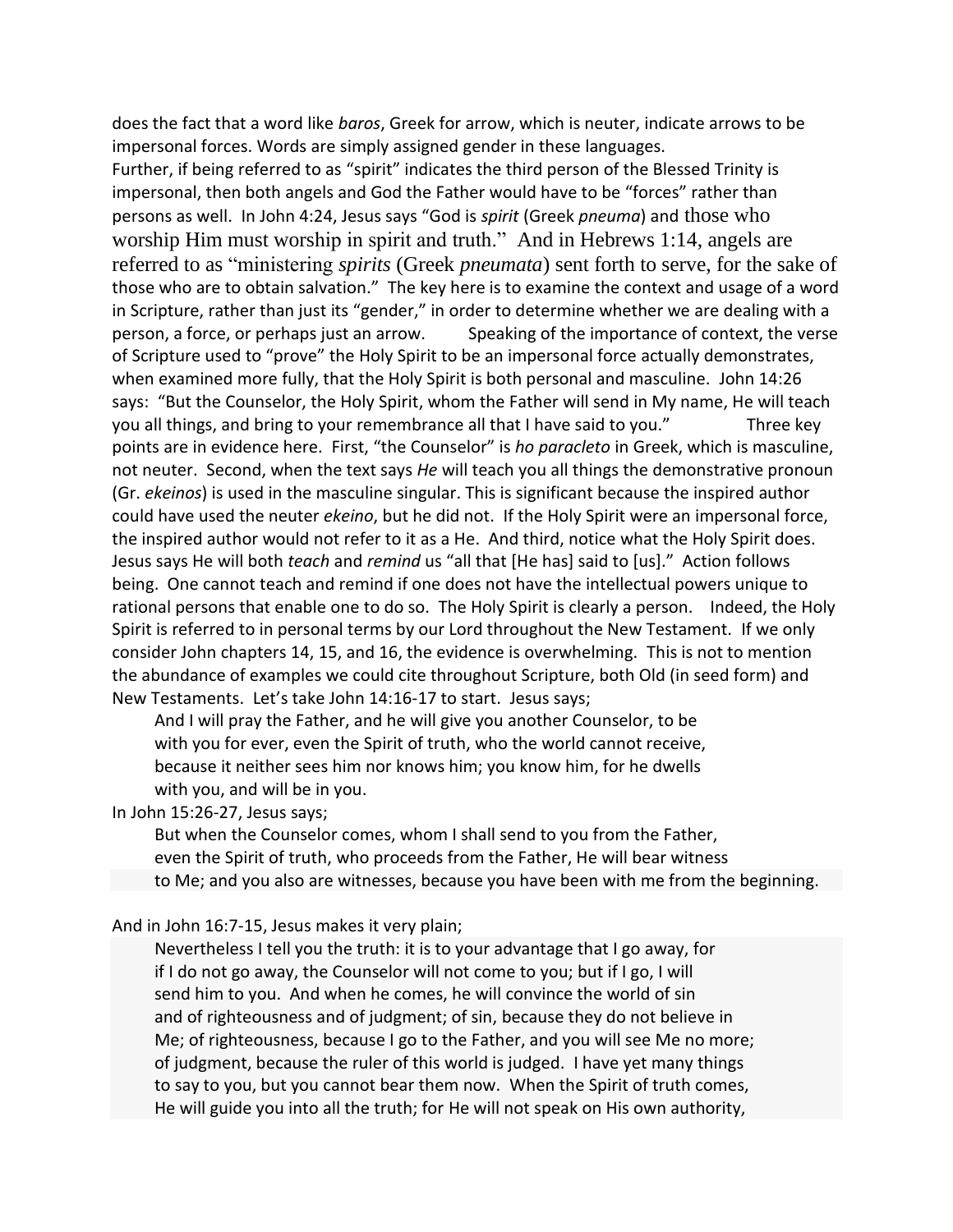does the fact that a word like *baros*, Greek for arrow, which is neuter, indicate arrows to be impersonal forces. Words are simply assigned gender in these languages.

Further, if being referred to as "spirit" indicates the third person of the Blessed Trinity is impersonal, then both angels and God the Father would have to be "forces" rather than persons as well. In John 4:24, Jesus says "God is *spirit* (Greek *pneuma*) and those who worship Him must worship in spirit and truth." And in Hebrews 1:14, angels are referred to as "ministering *spirits* (Greek *pneumata*) sent forth to serve, for the sake of those who are to obtain salvation." The key here is to examine the context and usage of a word in Scripture, rather than just its "gender," in order to determine whether we are dealing with a person, a force, or perhaps just an arrow. Speaking of the importance of context, the verse of Scripture used to "prove" the Holy Spirit to be an impersonal force actually demonstrates, when examined more fully, that the Holy Spirit is both personal and masculine. John 14:26 says: "But the Counselor, the Holy Spirit, whom the Father will send in My name, He will teach you all things, and bring to your remembrance all that I have said to you." Three key points are in evidence here. First, "the Counselor" is *ho paracleto* in Greek, which is masculine, not neuter. Second, when the text says *He* will teach you all things the demonstrative pronoun (Gr. *ekeinos*) is used in the masculine singular. This is significant because the inspired author could have used the neuter *ekeino*, but he did not. If the Holy Spirit were an impersonal force, the inspired author would not refer to it as a He. And third, notice what the Holy Spirit does. Jesus says He will both *teach* and *remind* us "all that [He has] said to [us]." Action follows being. One cannot teach and remind if one does not have the intellectual powers unique to rational persons that enable one to do so. The Holy Spirit is clearly a person. Indeed, the Holy Spirit is referred to in personal terms by our Lord throughout the New Testament. If we only consider John chapters 14, 15, and 16, the evidence is overwhelming. This is not to mention the abundance of examples we could cite throughout Scripture, both Old (in seed form) and New Testaments. Let's take John 14:16-17 to start. Jesus says;

> And I will pray the Father, and he will give you another Counselor, to be with you for ever, even the Spirit of truth, who the world cannot receive, because it neither sees him nor knows him; you know him, for he dwells with you, and will be in you.

In John 15:26-27, Jesus says;

> But when the Counselor comes, whom I shall send to you from the Father, even the Spirit of truth, who proceeds from the Father, He will bear witness to Me; and you also are witnesses, because you have been with me from the beginning.

And in John 16:7-15, Jesus makes it very plain;

> Nevertheless I tell you the truth: it is to your advantage that I go away, for if I do not go away, the Counselor will not come to you; but if I go, I will send him to you. And when he comes, he will convince the world of sin and of righteousness and of judgment; of sin, because they do not believe in Me; of righteousness, because I go to the Father, and you will see Me no more; of judgment, because the ruler of this world is judged. I have yet many things to say to you, but you cannot bear them now. When the Spirit of truth comes, He will guide you into all the truth; for He will not speak on His own authority,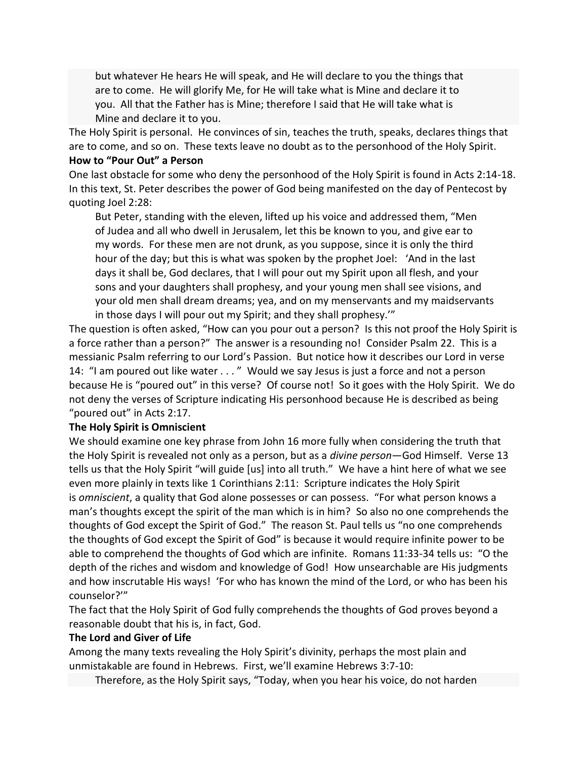> but whatever He hears He will speak, and He will declare to you the things that are to come. He will glorify Me, for He will take what is Mine and declare it to you. All that the Father has is Mine; therefore I said that He will take what is Mine and declare it to you.

The Holy Spirit is personal. He convinces of sin, teaches the truth, speaks, declares things that are to come, and so on. These texts leave no doubt as to the personhood of the Holy Spirit.

**How to "Pour Out" a Person**

One last obstacle for some who deny the personhood of the Holy Spirit is found in Acts 2:14-18. In this text, St. Peter describes the power of God being manifested on the day of Pentecost by quoting Joel 2:28:

> But Peter, standing with the eleven, lifted up his voice and addressed them, "Men of Judea and all who dwell in Jerusalem, let this be known to you, and give ear to my words. For these men are not drunk, as you suppose, since it is only the third hour of the day; but this is what was spoken by the prophet Joel: 'And in the last days it shall be, God declares, that I will pour out my Spirit upon all flesh, and your sons and your daughters shall prophesy, and your young men shall see visions, and your old men shall dream dreams; yea, and on my menservants and my maidservants in those days I will pour out my Spirit; and they shall prophesy.'"

The question is often asked, "How can you pour out a person? Is this not proof the Holy Spirit is a force rather than a person?" The answer is a resounding no! Consider Psalm 22. This is a messianic Psalm referring to our Lord's Passion. But notice how it describes our Lord in verse 14: "I am poured out like water . . . " Would we say Jesus is just a force and not a person because He is "poured out" in this verse? Of course not! So it goes with the Holy Spirit. We do not deny the verses of Scripture indicating His personhood because He is described as being "poured out" in Acts 2:17.

**The Holy Spirit is Omniscient**

We should examine one key phrase from John 16 more fully when considering the truth that the Holy Spirit is revealed not only as a person, but as a *divine person*—God Himself. Verse 13 tells us that the Holy Spirit "will guide [us] into all truth." We have a hint here of what we see even more plainly in texts like 1 Corinthians 2:11: Scripture indicates the Holy Spirit is *omniscient*, a quality that God alone possesses or can possess. "For what person knows a man's thoughts except the spirit of the man which is in him? So also no one comprehends the thoughts of God except the Spirit of God." The reason St. Paul tells us "no one comprehends the thoughts of God except the Spirit of God" is because it would require infinite power to be able to comprehend the thoughts of God which are infinite. Romans 11:33-34 tells us: "O the depth of the riches and wisdom and knowledge of God! How unsearchable are His judgments and how inscrutable His ways! 'For who has known the mind of the Lord, or who has been his counselor?'"

The fact that the Holy Spirit of God fully comprehends the thoughts of God proves beyond a reasonable doubt that his is, in fact, God.

**The Lord and Giver of Life**

Among the many texts revealing the Holy Spirit's divinity, perhaps the most plain and unmistakable are found in Hebrews. First, we'll examine Hebrews 3:7-10:

> Therefore, as the Holy Spirit says, "Today, when you hear his voice, do not harden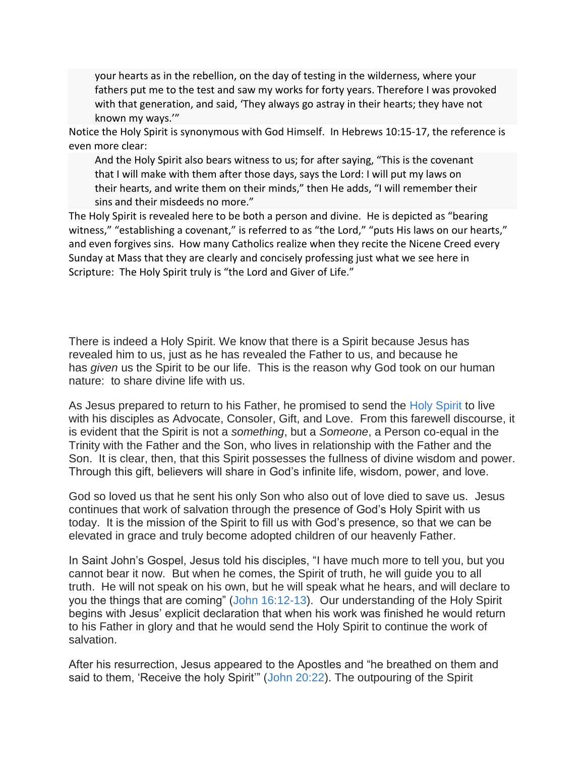> your hearts as in the rebellion, on the day of testing in the wilderness, where your fathers put me to the test and saw my works for forty years. Therefore I was provoked with that generation, and said, 'They always go astray in their hearts; they have not known my ways.'"

Notice the Holy Spirit is synonymous with God Himself. In Hebrews 10:15-17, the reference is even more clear:

> And the Holy Spirit also bears witness to us; for after saying, "This is the covenant that I will make with them after those days, says the Lord: I will put my laws on their hearts, and write them on their minds," then He adds, "I will remember their sins and their misdeeds no more."

The Holy Spirit is revealed here to be both a person and divine. He is depicted as "bearing witness," "establishing a covenant," is referred to as "the Lord," "puts His laws on our hearts," and even forgives sins. How many Catholics realize when they recite the Nicene Creed every Sunday at Mass that they are clearly and concisely professing just what we see here in Scripture: The Holy Spirit truly is "the Lord and Giver of Life."

There is indeed a Holy Spirit. We know that there is a Spirit because Jesus has revealed him to us, just as he has revealed the Father to us, and because he has *given* us the Spirit to be our life. This is the reason why God took on our human nature: to share divine life with us.

As Jesus prepared to return to his Father, he promised to send the Holy Spirit to live with his disciples as Advocate, Consoler, Gift, and Love. From this farewell discourse, it is evident that the Spirit is not a *something*, but a *Someone*, a Person co-equal in the Trinity with the Father and the Son, who lives in relationship with the Father and the Son. It is clear, then, that this Spirit possesses the fullness of divine wisdom and power. Through this gift, believers will share in God's infinite life, wisdom, power, and love.

God so loved us that he sent his only Son who also out of love died to save us. Jesus continues that work of salvation through the presence of God's Holy Spirit with us today. It is the mission of the Spirit to fill us with God's presence, so that we can be elevated in grace and truly become adopted children of our heavenly Father.

In Saint John's Gospel, Jesus told his disciples, "I have much more to tell you, but you cannot bear it now. But when he comes, the Spirit of truth, he will guide you to all truth. He will not speak on his own, but he will speak what he hears, and will declare to you the things that are coming" (John 16:12-13). Our understanding of the Holy Spirit begins with Jesus' explicit declaration that when his work was finished he would return to his Father in glory and that he would send the Holy Spirit to continue the work of salvation.

After his resurrection, Jesus appeared to the Apostles and "he breathed on them and said to them, 'Receive the holy Spirit'" (John 20:22). The outpouring of the Spirit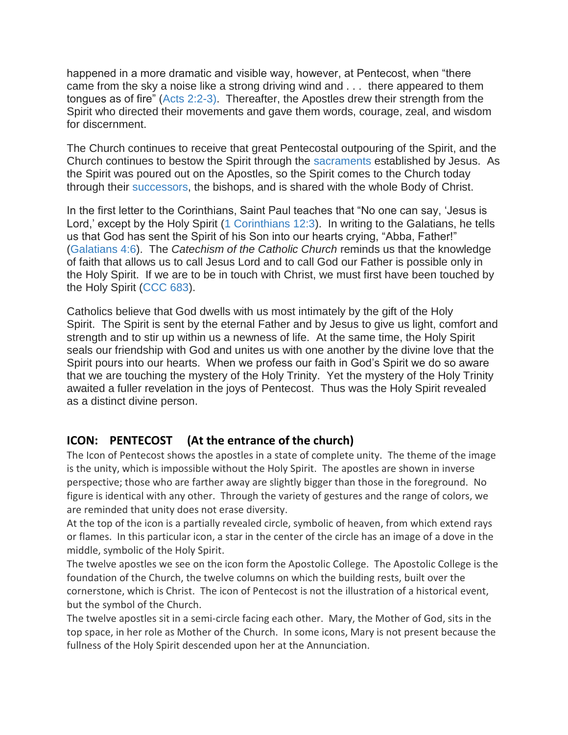happened in a more dramatic and visible way, however, at Pentecost, when "there came from the sky a noise like a strong driving wind and . . . there appeared to them tongues as of fire" (Acts 2:2-3). Thereafter, the Apostles drew their strength from the Spirit who directed their movements and gave them words, courage, zeal, and wisdom for discernment.

The Church continues to receive that great Pentecostal outpouring of the Spirit, and the Church continues to bestow the Spirit through the sacraments established by Jesus. As the Spirit was poured out on the Apostles, so the Spirit comes to the Church today through their successors, the bishops, and is shared with the whole Body of Christ.

In the first letter to the Corinthians, Saint Paul teaches that "No one can say, 'Jesus is Lord,' except by the Holy Spirit (1 Corinthians 12:3). In writing to the Galatians, he tells us that God has sent the Spirit of his Son into our hearts crying, "Abba, Father!" (Galatians 4:6). The *Catechism of the Catholic Church* reminds us that the knowledge of faith that allows us to call Jesus Lord and to call God our Father is possible only in the Holy Spirit. If we are to be in touch with Christ, we must first have been touched by the Holy Spirit (CCC 683).

Catholics believe that God dwells with us most intimately by the gift of the Holy Spirit. The Spirit is sent by the eternal Father and by Jesus to give us light, comfort and strength and to stir up within us a newness of life. At the same time, the Holy Spirit seals our friendship with God and unites us with one another by the divine love that the Spirit pours into our hearts. When we profess our faith in God's Spirit we do so aware that we are touching the mystery of the Holy Trinity. Yet the mystery of the Holy Trinity awaited a fuller revelation in the joys of Pentecost. Thus was the Holy Spirit revealed as a distinct divine person.

## ICON: PENTECOST (At the entrance of the church)

The Icon of Pentecost shows the apostles in a state of complete unity. The theme of the image is the unity, which is impossible without the Holy Spirit. The apostles are shown in inverse perspective; those who are farther away are slightly bigger than those in the foreground. No figure is identical with any other. Through the variety of gestures and the range of colors, we are reminded that unity does not erase diversity.

At the top of the icon is a partially revealed circle, symbolic of heaven, from which extend rays or flames. In this particular icon, a star in the center of the circle has an image of a dove in the middle, symbolic of the Holy Spirit.

The twelve apostles we see on the icon form the Apostolic College. The Apostolic College is the foundation of the Church, the twelve columns on which the building rests, built over the cornerstone, which is Christ. The icon of Pentecost is not the illustration of a historical event, but the symbol of the Church.

The twelve apostles sit in a semi-circle facing each other. Mary, the Mother of God, sits in the top space, in her role as Mother of the Church. In some icons, Mary is not present because the fullness of the Holy Spirit descended upon her at the Annunciation.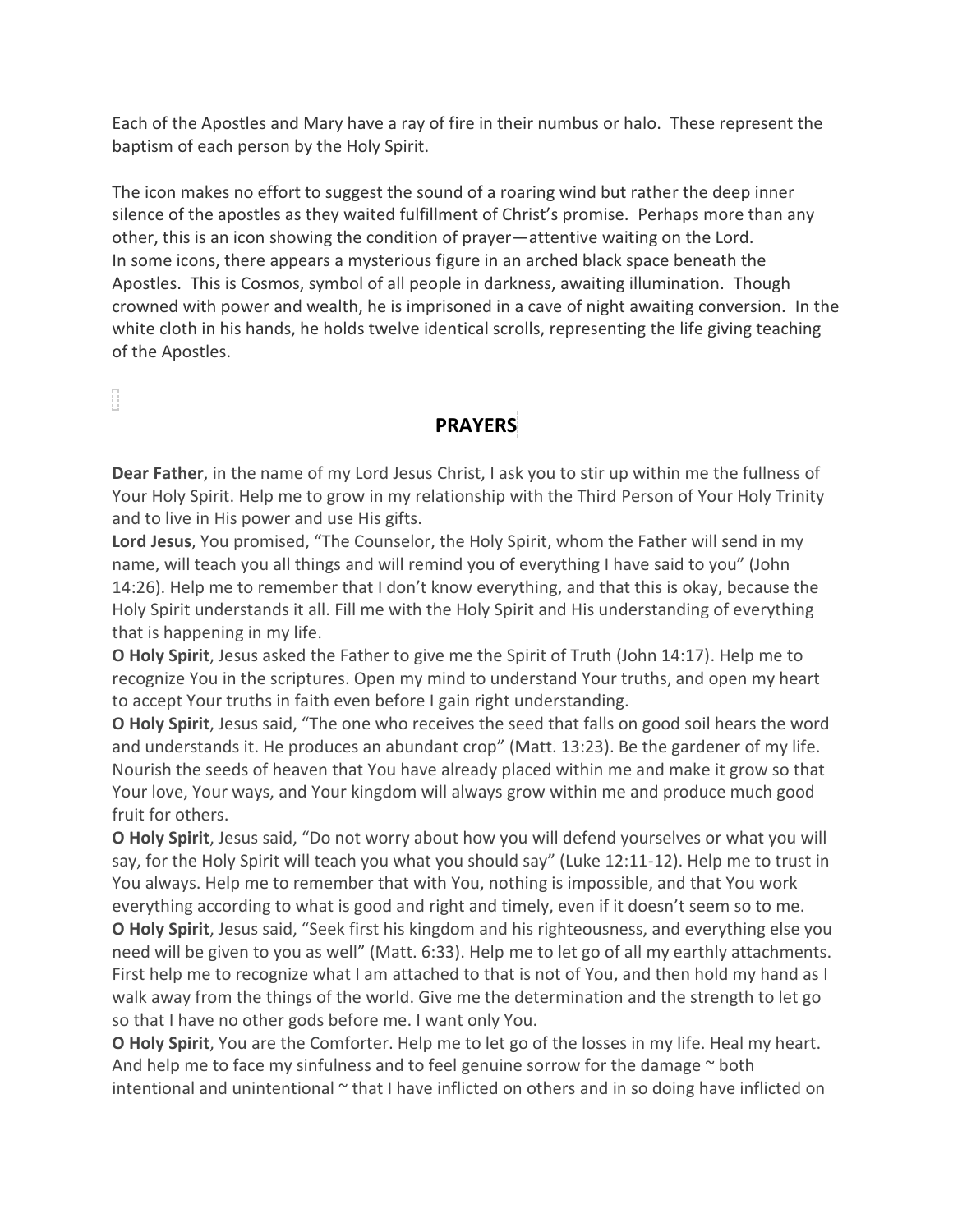Each of the Apostles and Mary have a ray of fire in their numbus or halo. These represent the baptism of each person by the Holy Spirit.

The icon makes no effort to suggest the sound of a roaring wind but rather the deep inner silence of the apostles as they waited fulfillment of Christ's promise. Perhaps more than any other, this is an icon showing the condition of prayer—attentive waiting on the Lord. In some icons, there appears a mysterious figure in an arched black space beneath the Apostles. This is Cosmos, symbol of all people in darkness, awaiting illumination. Though crowned with power and wealth, he is imprisoned in a cave of night awaiting conversion. In the white cloth in his hands, he holds twelve identical scrolls, representing the life giving teaching of the Apostles.

## PRAYERS

**Dear Father**, in the name of my Lord Jesus Christ, I ask you to stir up within me the fullness of Your Holy Spirit. Help me to grow in my relationship with the Third Person of Your Holy Trinity and to live in His power and use His gifts.

**Lord Jesus**, You promised, "The Counselor, the Holy Spirit, whom the Father will send in my name, will teach you all things and will remind you of everything I have said to you" (John 14:26). Help me to remember that I don't know everything, and that this is okay, because the Holy Spirit understands it all. Fill me with the Holy Spirit and His understanding of everything that is happening in my life.

**O Holy Spirit**, Jesus asked the Father to give me the Spirit of Truth (John 14:17). Help me to recognize You in the scriptures. Open my mind to understand Your truths, and open my heart to accept Your truths in faith even before I gain right understanding.

**O Holy Spirit**, Jesus said, "The one who receives the seed that falls on good soil hears the word and understands it. He produces an abundant crop" (Matt. 13:23). Be the gardener of my life. Nourish the seeds of heaven that You have already placed within me and make it grow so that Your love, Your ways, and Your kingdom will always grow within me and produce much good fruit for others.

**O Holy Spirit**, Jesus said, "Do not worry about how you will defend yourselves or what you will say, for the Holy Spirit will teach you what you should say" (Luke 12:11-12). Help me to trust in You always. Help me to remember that with You, nothing is impossible, and that You work everything according to what is good and right and timely, even if it doesn't seem so to me.

**O Holy Spirit**, Jesus said, "Seek first his kingdom and his righteousness, and everything else you need will be given to you as well" (Matt. 6:33). Help me to let go of all my earthly attachments. First help me to recognize what I am attached to that is not of You, and then hold my hand as I walk away from the things of the world. Give me the determination and the strength to let go so that I have no other gods before me. I want only You.

**O Holy Spirit**, You are the Comforter. Help me to let go of the losses in my life. Heal my heart. And help me to face my sinfulness and to feel genuine sorrow for the damage ~ both intentional and unintentional ~ that I have inflicted on others and in so doing have inflicted on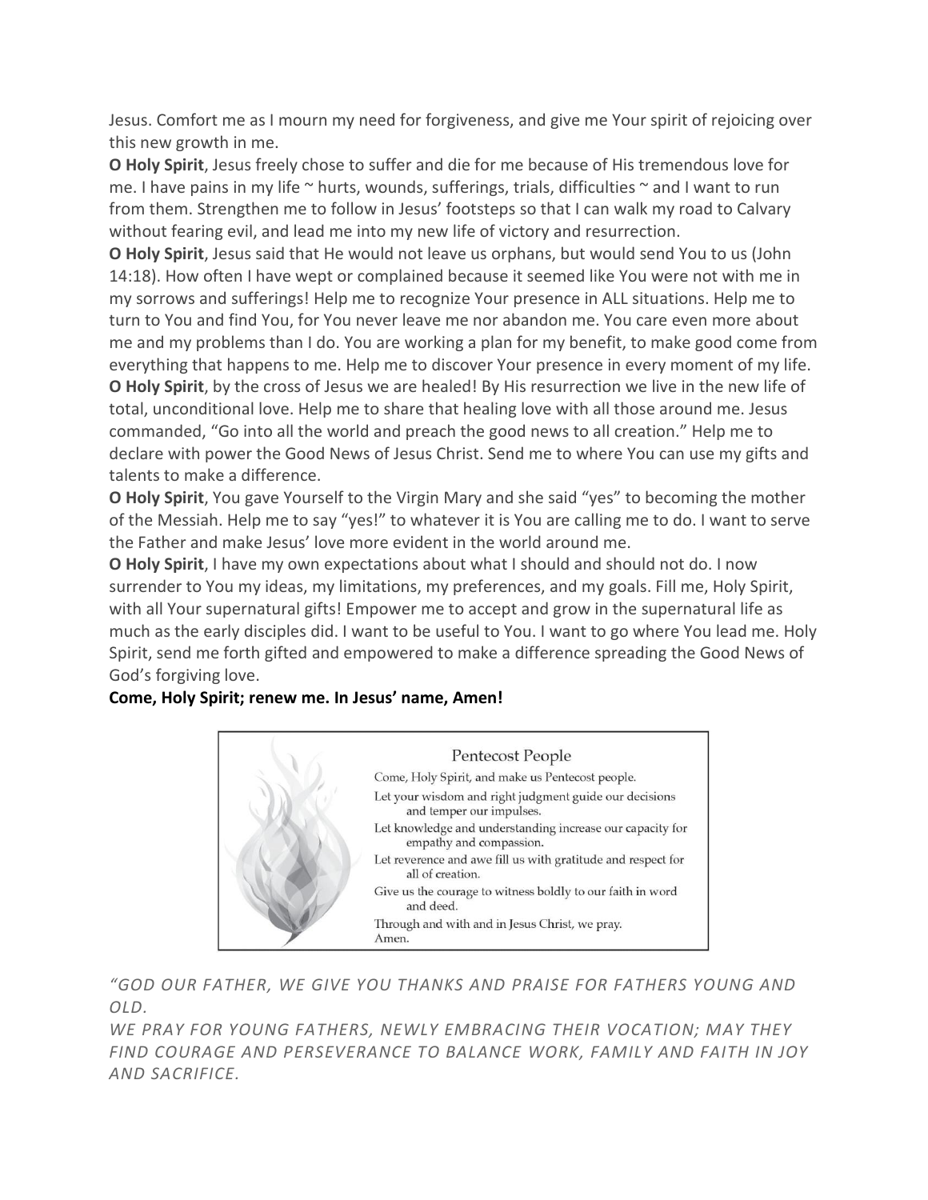Jesus. Comfort me as I mourn my need for forgiveness, and give me Your spirit of rejoicing over this new growth in me.

**O Holy Spirit**, Jesus freely chose to suffer and die for me because of His tremendous love for me. I have pains in my life ~ hurts, wounds, sufferings, trials, difficulties ~ and I want to run from them. Strengthen me to follow in Jesus' footsteps so that I can walk my road to Calvary without fearing evil, and lead me into my new life of victory and resurrection.

**O Holy Spirit**, Jesus said that He would not leave us orphans, but would send You to us (John 14:18). How often I have wept or complained because it seemed like You were not with me in my sorrows and sufferings! Help me to recognize Your presence in ALL situations. Help me to turn to You and find You, for You never leave me nor abandon me. You care even more about me and my problems than I do. You are working a plan for my benefit, to make good come from everything that happens to me. Help me to discover Your presence in every moment of my life.

**O Holy Spirit**, by the cross of Jesus we are healed! By His resurrection we live in the new life of total, unconditional love. Help me to share that healing love with all those around me. Jesus commanded, "Go into all the world and preach the good news to all creation." Help me to declare with power the Good News of Jesus Christ. Send me to where You can use my gifts and talents to make a difference.

**O Holy Spirit**, You gave Yourself to the Virgin Mary and she said "yes" to becoming the mother of the Messiah. Help me to say "yes!" to whatever it is You are calling me to do. I want to serve the Father and make Jesus' love more evident in the world around me.

**O Holy Spirit**, I have my own expectations about what I should and should not do. I now surrender to You my ideas, my limitations, my preferences, and my goals. Fill me, Holy Spirit, with all Your supernatural gifts! Empower me to accept and grow in the supernatural life as much as the early disciples did. I want to be useful to You. I want to go where You lead me. Holy Spirit, send me forth gifted and empowered to make a difference spreading the Good News of God's forgiving love.

**Come, Holy Spirit; renew me. In Jesus' name, Amen!**

### Pentecost People

Come, Holy Spirit, and make us Pentecost people.

Let your wisdom and right judgment guide our decisions and temper our impulses.

Let knowledge and understanding increase our capacity for empathy and compassion.

Let reverence and awe fill us with gratitude and respect for all of creation.

Give us the courage to witness boldly to our faith in word and deed.

Through and with and in Jesus Christ, we pray.
Amen.

*"GOD OUR FATHER, WE GIVE YOU THANKS AND PRAISE FOR FATHERS YOUNG AND OLD.*
*WE PRAY FOR YOUNG FATHERS, NEWLY EMBRACING THEIR VOCATION; MAY THEY FIND COURAGE AND PERSEVERANCE TO BALANCE WORK, FAMILY AND FAITH IN JOY AND SACRIFICE.*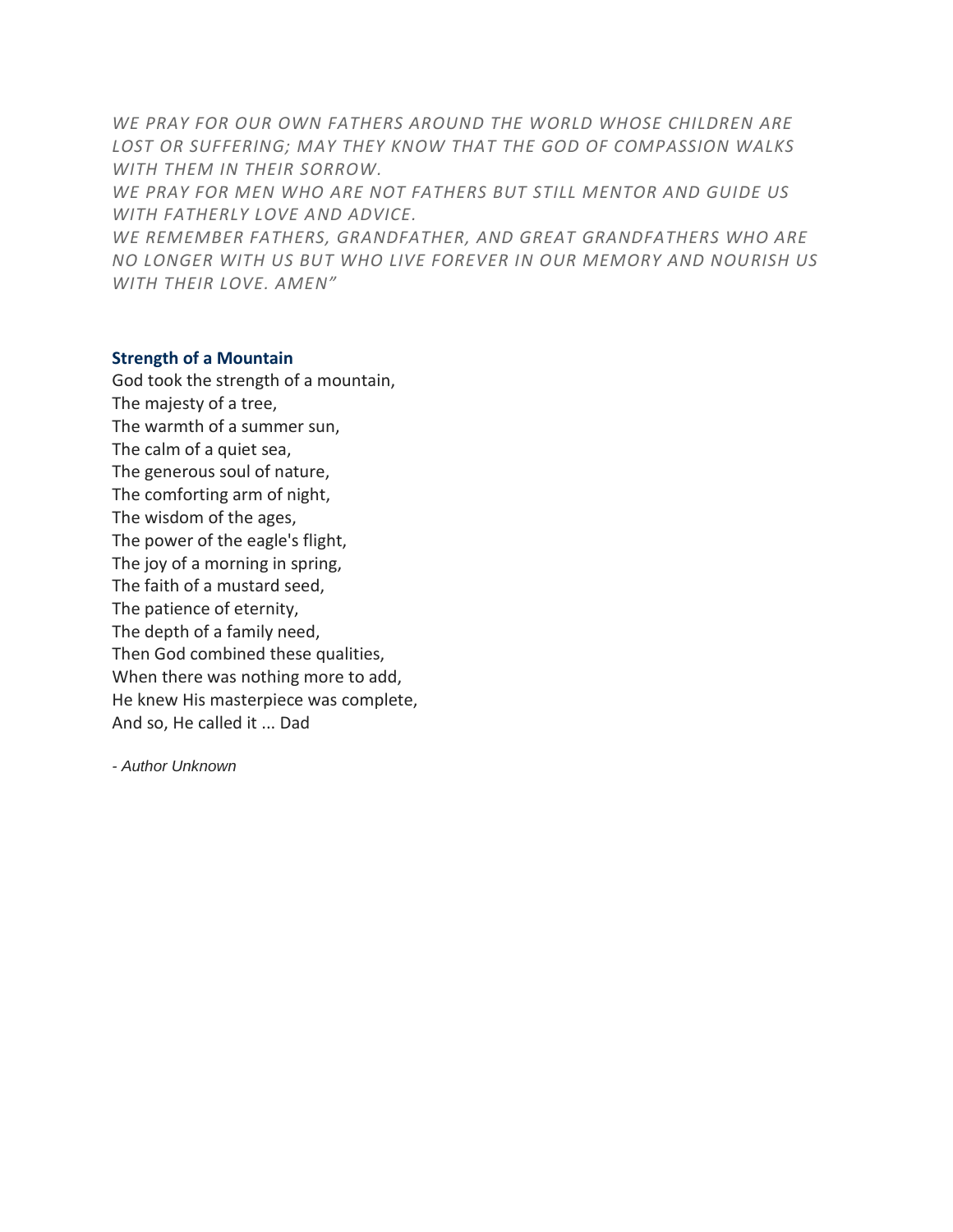*WE PRAY FOR OUR OWN FATHERS AROUND THE WORLD WHOSE CHILDREN ARE LOST OR SUFFERING; MAY THEY KNOW THAT THE GOD OF COMPASSION WALKS WITH THEM IN THEIR SORROW.*
*WE PRAY FOR MEN WHO ARE NOT FATHERS BUT STILL MENTOR AND GUIDE US WITH FATHERLY LOVE AND ADVICE.*
*WE REMEMBER FATHERS, GRANDFATHER, AND GREAT GRANDFATHERS WHO ARE NO LONGER WITH US BUT WHO LIVE FOREVER IN OUR MEMORY AND NOURISH US WITH THEIR LOVE. AMEN"*

**Strength of a Mountain**

God took the strength of a mountain,
The majesty of a tree,
The warmth of a summer sun,
The calm of a quiet sea,
The generous soul of nature,
The comforting arm of night,
The wisdom of the ages,
The power of the eagle's flight,
The joy of a morning in spring,
The faith of a mustard seed,
The patience of eternity,
The depth of a family need,
Then God combined these qualities,
When there was nothing more to add,
He knew His masterpiece was complete,
And so, He called it ... Dad

*- Author Unknown*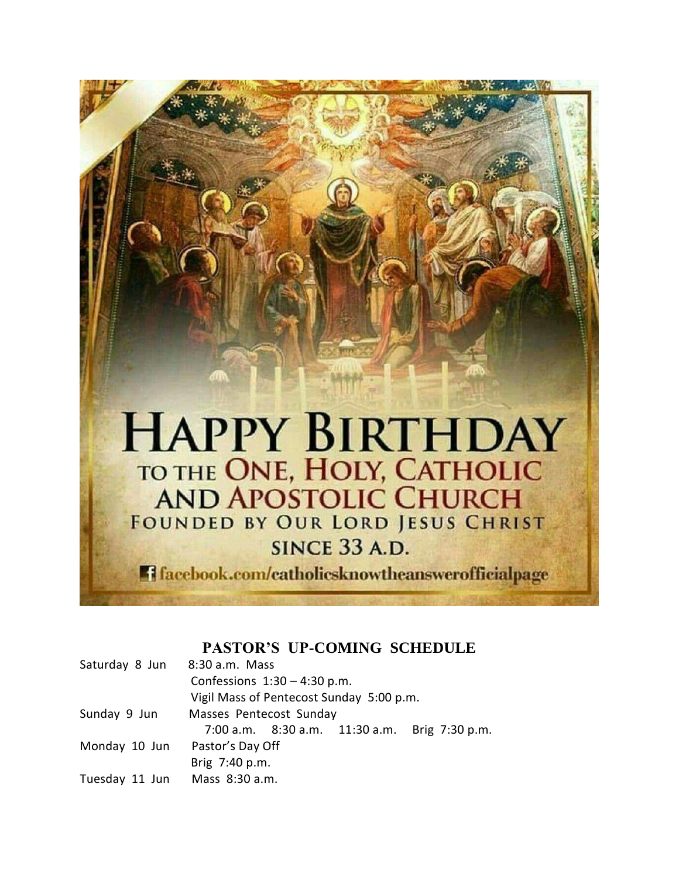# HAPPY BIRTHDAY

TO THE ONE, HOLY, CATHOLIC AND APOSTOLIC CHURCH

FOUNDED BY OUR LORD JESUS CHRIST

SINCE 33 A.D.

facebook.com/catholicsknowtheanswerofficialpage

## PASTOR'S UP-COMING SCHEDULE

| | |
|---|---|
| Saturday 8 Jun | 8:30 a.m. Mass |
| | Confessions 1:30 – 4:30 p.m. |
| | Vigil Mass of Pentecost Sunday 5:00 p.m. |
| Sunday 9 Jun | Masses Pentecost Sunday |
| | 7:00 a.m. 8:30 a.m. 11:30 a.m. Brig 7:30 p.m. |
| Monday 10 Jun | Pastor's Day Off |
| | Brig 7:40 p.m. |
| Tuesday 11 Jun | Mass 8:30 a.m. |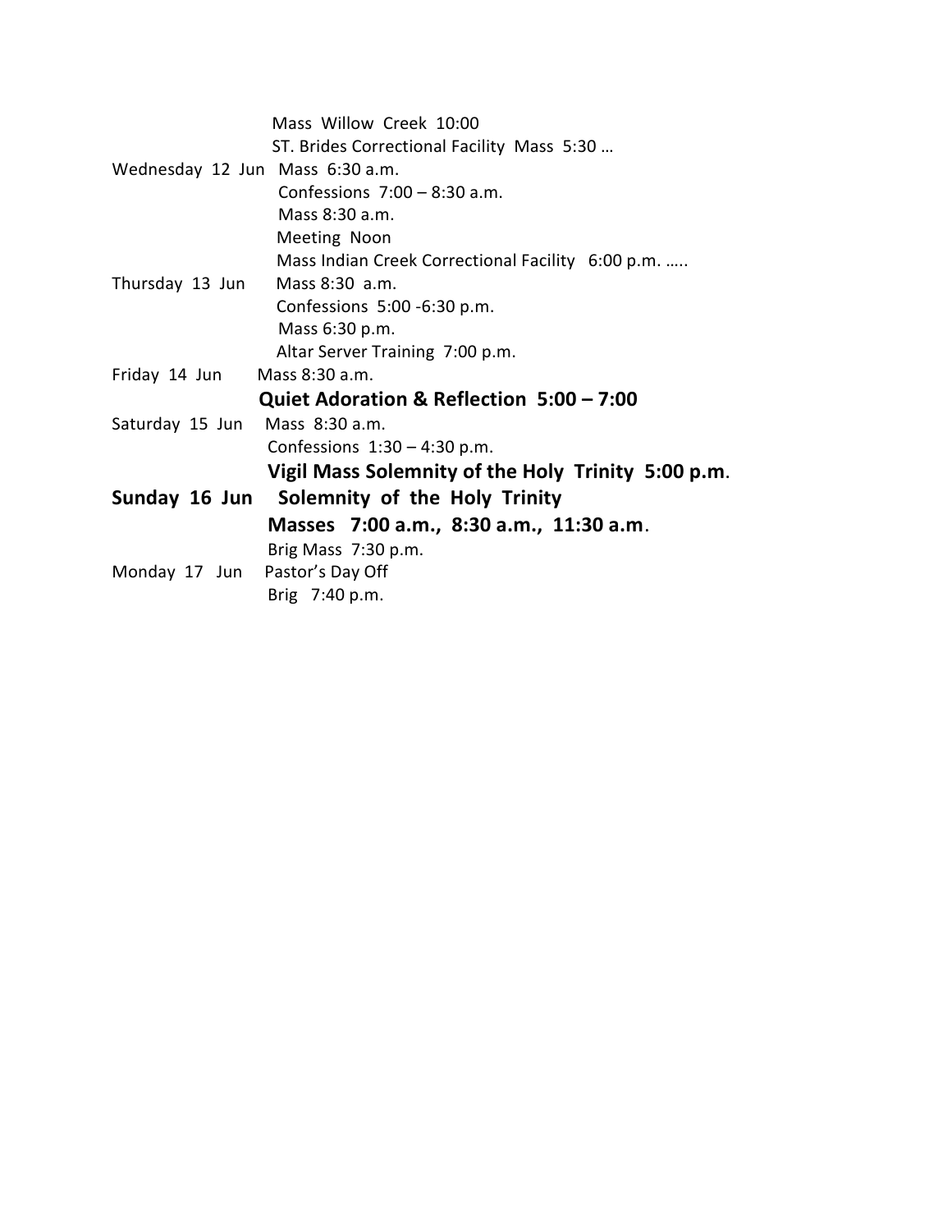Mass Willow Creek 10:00
ST. Brides Correctional Facility Mass 5:30 …

Wednesday 12 Jun Mass 6:30 a.m.
Confessions 7:00 – 8:30 a.m.
Mass 8:30 a.m.
Meeting Noon
Mass Indian Creek Correctional Facility 6:00 p.m. …..

Thursday 13 Jun Mass 8:30 a.m.
Confessions 5:00 -6:30 p.m.
Mass 6:30 p.m.
Altar Server Training 7:00 p.m.

Friday 14 Jun Mass 8:30 a.m.
**Quiet Adoration & Reflection 5:00 – 7:00**

Saturday 15 Jun Mass 8:30 a.m.
Confessions 1:30 – 4:30 p.m.
**Vigil Mass Solemnity of the Holy Trinity 5:00 p.m.**

**Sunday 16 Jun Solemnity of the Holy Trinity**
**Masses 7:00 a.m., 8:30 a.m., 11:30 a.m.**
Brig Mass 7:30 p.m.

Monday 17 Jun Pastor's Day Off
Brig 7:40 p.m.